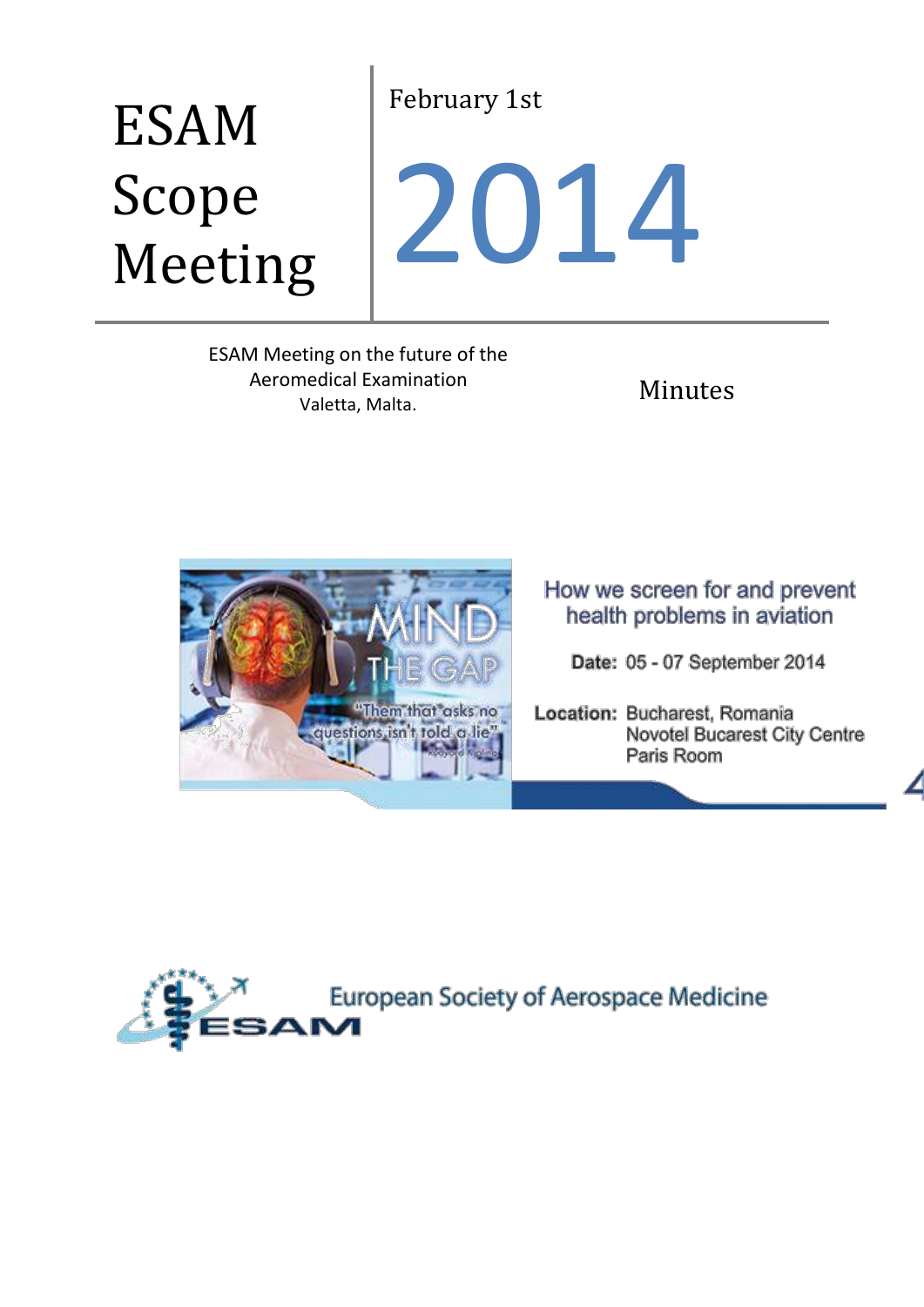# ESAM Scope Meeting

February 1st

# 2014

ESAM Meeting on the future of the Aeromedical Examination
Valetta, Malta.

Minutes

How we screen for and prevent health problems in aviation

**Date:** 05 - 07 September 2014

**Location:** Bucharest, Romania
Novotel Bucarest City Centre
Paris Room

European Society of Aerospace Medicine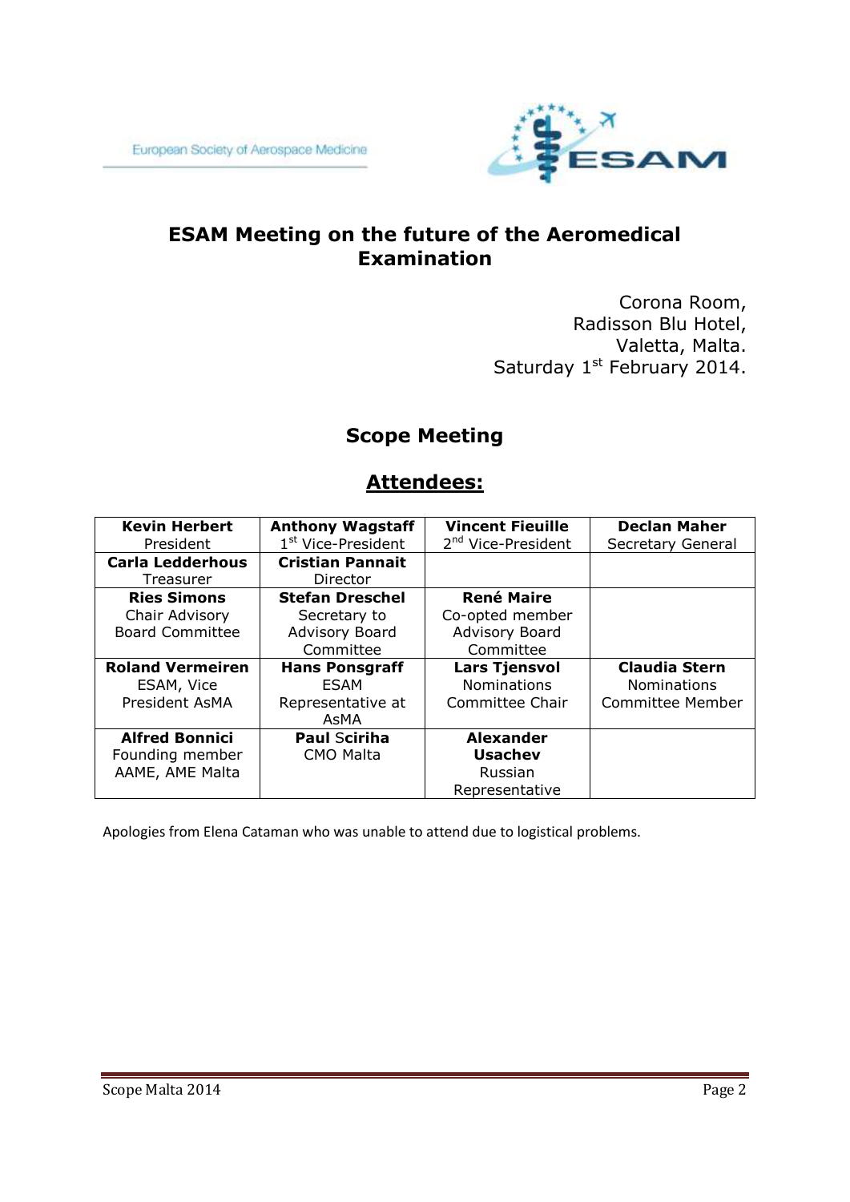European Society of Aerospace Medicine

# ESAM Meeting on the future of the Aeromedical Examination

Corona Room,
Radisson Blu Hotel,
Valetta, Malta.
Saturday 1st February 2014.

## Scope Meeting

## Attendees:

| | | | |
|---|---|---|---|
| **Kevin Herbert** President | **Anthony Wagstaff** 1st Vice-President | **Vincent Fieuille** 2nd Vice-President | **Declan Maher** Secretary General |
| **Carla Ledderhous** Treasurer | **Cristian Pannait** Director | | |
| **Ries Simons** Chair Advisory Board Committee | **Stefan Dreschel** Secretary to Advisory Board Committee | **René Maire** Co-opted member Advisory Board Committee | |
| **Roland Vermeiren** ESAM, Vice President AsMA | **Hans Ponsgraff** ESAM Representative at AsMA | **Lars Tjensvol** Nominations Committee Chair | **Claudia Stern** Nominations Committee Member |
| **Alfred Bonnici** Founding member AAME, AME Malta | **Paul Sciriha** CMO Malta | **Alexander Usachev** Russian Representative | |

Apologies from Elena Cataman who was unable to attend due to logistical problems.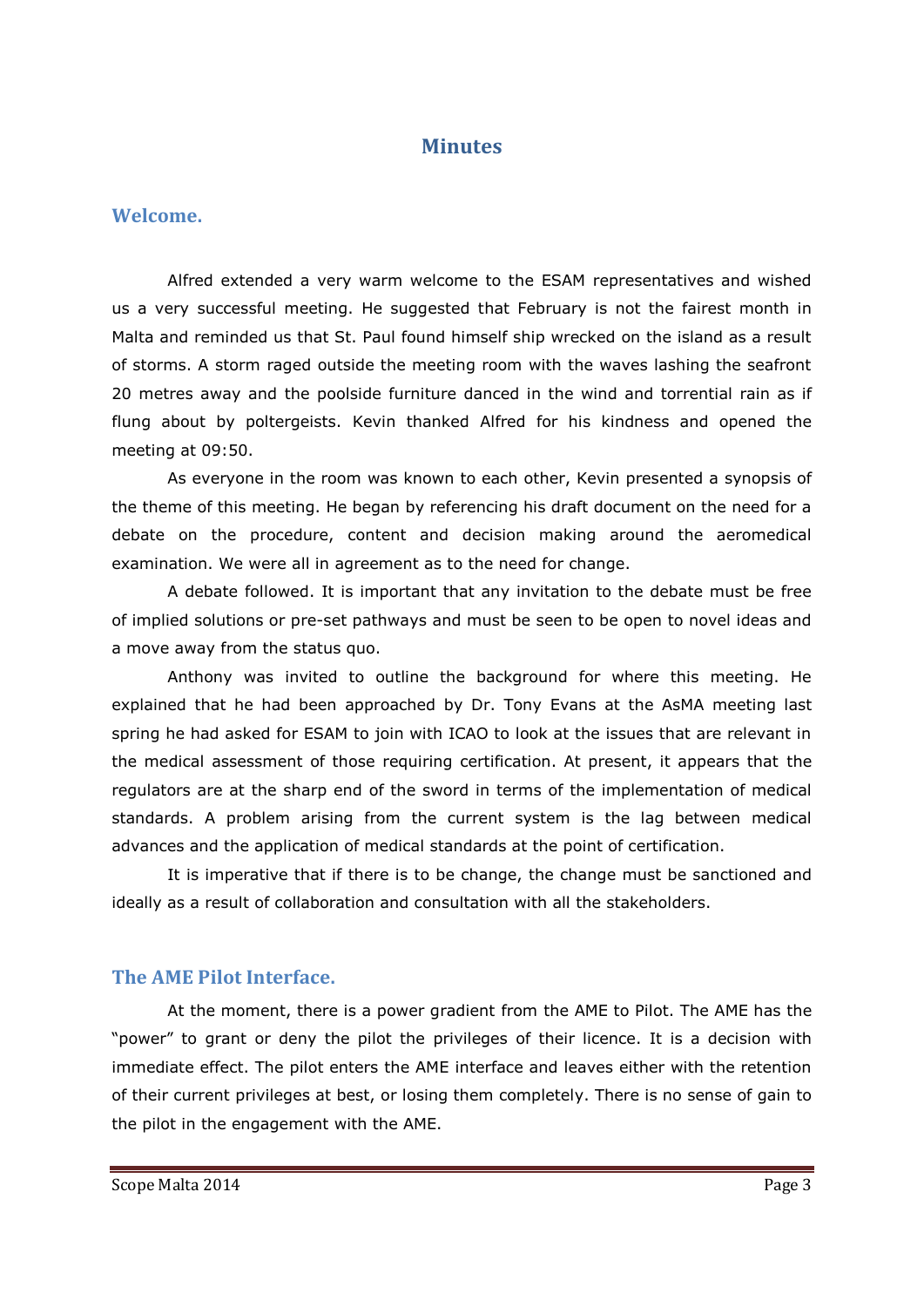# Minutes

## Welcome.

Alfred extended a very warm welcome to the ESAM representatives and wished us a very successful meeting. He suggested that February is not the fairest month in Malta and reminded us that St. Paul found himself ship wrecked on the island as a result of storms. A storm raged outside the meeting room with the waves lashing the seafront 20 metres away and the poolside furniture danced in the wind and torrential rain as if flung about by poltergeists. Kevin thanked Alfred for his kindness and opened the meeting at 09:50.

As everyone in the room was known to each other, Kevin presented a synopsis of the theme of this meeting. He began by referencing his draft document on the need for a debate on the procedure, content and decision making around the aeromedical examination. We were all in agreement as to the need for change.

A debate followed. It is important that any invitation to the debate must be free of implied solutions or pre-set pathways and must be seen to be open to novel ideas and a move away from the status quo.

Anthony was invited to outline the background for where this meeting. He explained that he had been approached by Dr. Tony Evans at the AsMA meeting last spring he had asked for ESAM to join with ICAO to look at the issues that are relevant in the medical assessment of those requiring certification. At present, it appears that the regulators are at the sharp end of the sword in terms of the implementation of medical standards. A problem arising from the current system is the lag between medical advances and the application of medical standards at the point of certification.

It is imperative that if there is to be change, the change must be sanctioned and ideally as a result of collaboration and consultation with all the stakeholders.

## The AME Pilot Interface.

At the moment, there is a power gradient from the AME to Pilot. The AME has the "power" to grant or deny the pilot the privileges of their licence. It is a decision with immediate effect. The pilot enters the AME interface and leaves either with the retention of their current privileges at best, or losing them completely. There is no sense of gain to the pilot in the engagement with the AME.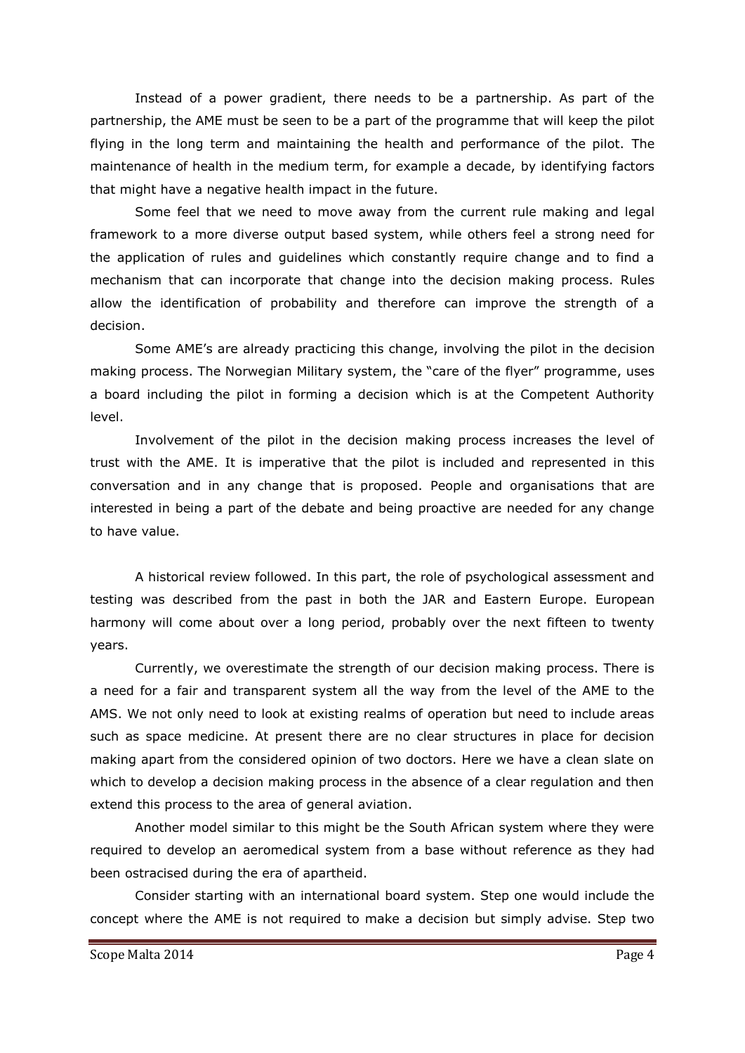Instead of a power gradient, there needs to be a partnership. As part of the partnership, the AME must be seen to be a part of the programme that will keep the pilot flying in the long term and maintaining the health and performance of the pilot. The maintenance of health in the medium term, for example a decade, by identifying factors that might have a negative health impact in the future.

Some feel that we need to move away from the current rule making and legal framework to a more diverse output based system, while others feel a strong need for the application of rules and guidelines which constantly require change and to find a mechanism that can incorporate that change into the decision making process. Rules allow the identification of probability and therefore can improve the strength of a decision.

Some AME's are already practicing this change, involving the pilot in the decision making process. The Norwegian Military system, the "care of the flyer" programme, uses a board including the pilot in forming a decision which is at the Competent Authority level.

Involvement of the pilot in the decision making process increases the level of trust with the AME. It is imperative that the pilot is included and represented in this conversation and in any change that is proposed. People and organisations that are interested in being a part of the debate and being proactive are needed for any change to have value.

A historical review followed. In this part, the role of psychological assessment and testing was described from the past in both the JAR and Eastern Europe. European harmony will come about over a long period, probably over the next fifteen to twenty years.

Currently, we overestimate the strength of our decision making process. There is a need for a fair and transparent system all the way from the level of the AME to the AMS. We not only need to look at existing realms of operation but need to include areas such as space medicine. At present there are no clear structures in place for decision making apart from the considered opinion of two doctors. Here we have a clean slate on which to develop a decision making process in the absence of a clear regulation and then extend this process to the area of general aviation.

Another model similar to this might be the South African system where they were required to develop an aeromedical system from a base without reference as they had been ostracised during the era of apartheid.

Consider starting with an international board system. Step one would include the concept where the AME is not required to make a decision but simply advise. Step two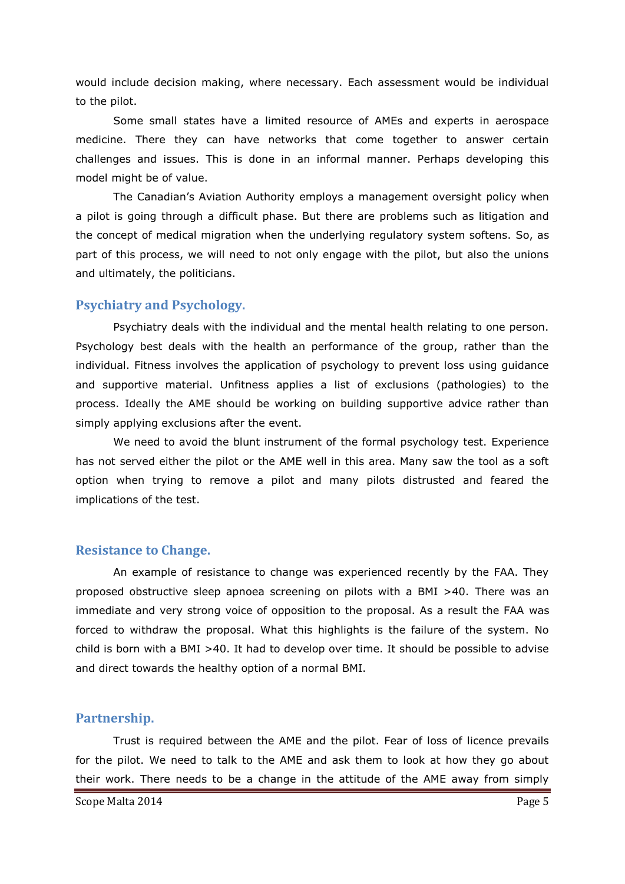would include decision making, where necessary. Each assessment would be individual to the pilot.

Some small states have a limited resource of AMEs and experts in aerospace medicine. There they can have networks that come together to answer certain challenges and issues. This is done in an informal manner. Perhaps developing this model might be of value.

The Canadian's Aviation Authority employs a management oversight policy when a pilot is going through a difficult phase. But there are problems such as litigation and the concept of medical migration when the underlying regulatory system softens. So, as part of this process, we will need to not only engage with the pilot, but also the unions and ultimately, the politicians.

## Psychiatry and Psychology.

Psychiatry deals with the individual and the mental health relating to one person. Psychology best deals with the health an performance of the group, rather than the individual. Fitness involves the application of psychology to prevent loss using guidance and supportive material. Unfitness applies a list of exclusions (pathologies) to the process. Ideally the AME should be working on building supportive advice rather than simply applying exclusions after the event.

We need to avoid the blunt instrument of the formal psychology test. Experience has not served either the pilot or the AME well in this area. Many saw the tool as a soft option when trying to remove a pilot and many pilots distrusted and feared the implications of the test.

## Resistance to Change.

An example of resistance to change was experienced recently by the FAA. They proposed obstructive sleep apnoea screening on pilots with a BMI >40. There was an immediate and very strong voice of opposition to the proposal. As a result the FAA was forced to withdraw the proposal. What this highlights is the failure of the system. No child is born with a BMI >40. It had to develop over time. It should be possible to advise and direct towards the healthy option of a normal BMI.

## Partnership.

Trust is required between the AME and the pilot. Fear of loss of licence prevails for the pilot. We need to talk to the AME and ask them to look at how they go about their work. There needs to be a change in the attitude of the AME away from simply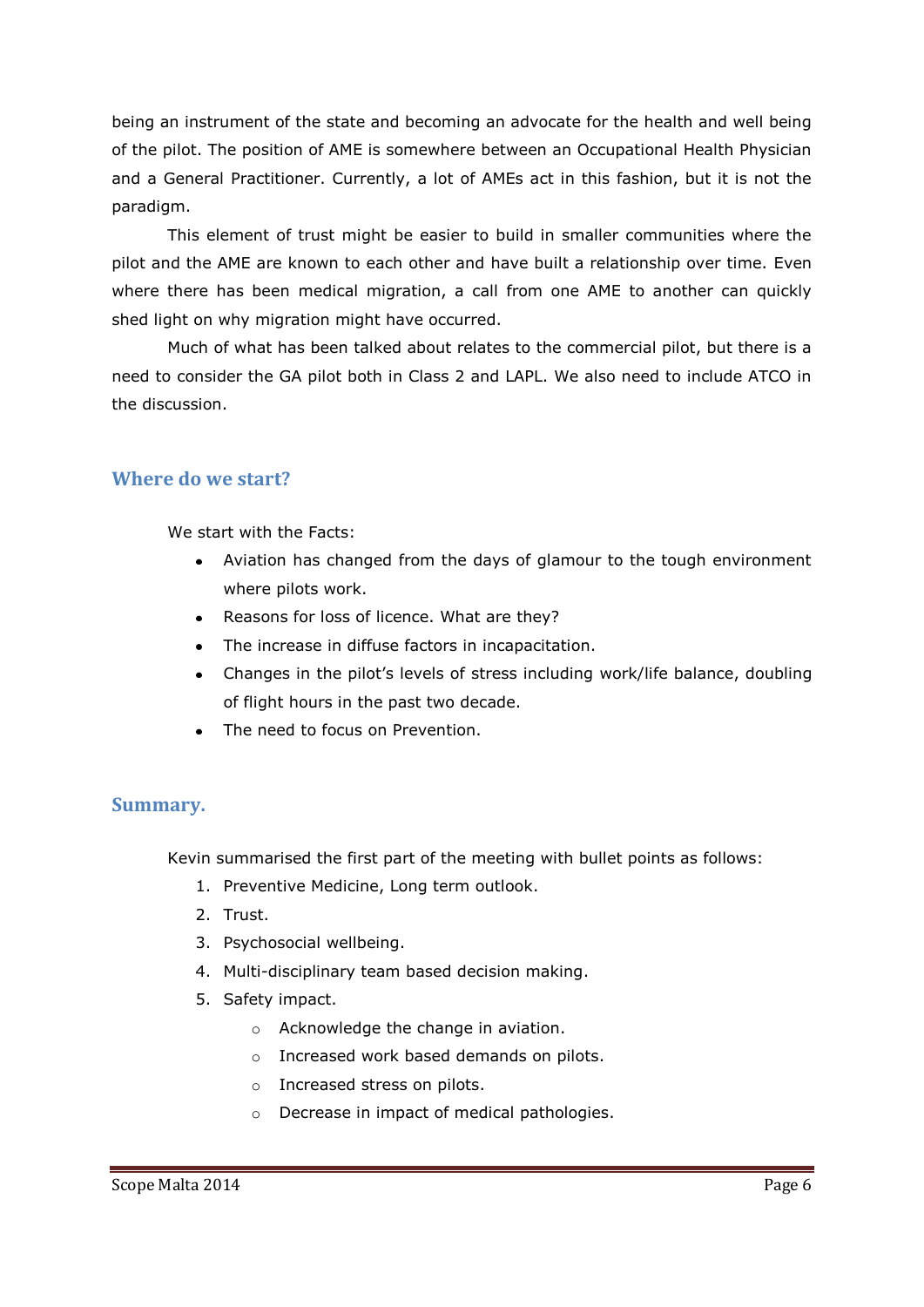being an instrument of the state and becoming an advocate for the health and well being of the pilot. The position of AME is somewhere between an Occupational Health Physician and a General Practitioner. Currently, a lot of AMEs act in this fashion, but it is not the paradigm.

This element of trust might be easier to build in smaller communities where the pilot and the AME are known to each other and have built a relationship over time. Even where there has been medical migration, a call from one AME to another can quickly shed light on why migration might have occurred.

Much of what has been talked about relates to the commercial pilot, but there is a need to consider the GA pilot both in Class 2 and LAPL. We also need to include ATCO in the discussion.

## Where do we start?

We start with the Facts:

- Aviation has changed from the days of glamour to the tough environment where pilots work.
- Reasons for loss of licence. What are they?
- The increase in diffuse factors in incapacitation.
- Changes in the pilot's levels of stress including work/life balance, doubling of flight hours in the past two decade.
- The need to focus on Prevention.

## Summary.

Kevin summarised the first part of the meeting with bullet points as follows:

1. Preventive Medicine, Long term outlook.
2. Trust.
3. Psychosocial wellbeing.
4. Multi-disciplinary team based decision making.
5. Safety impact.
    - Acknowledge the change in aviation.
    - Increased work based demands on pilots.
    - Increased stress on pilots.
    - Decrease in impact of medical pathologies.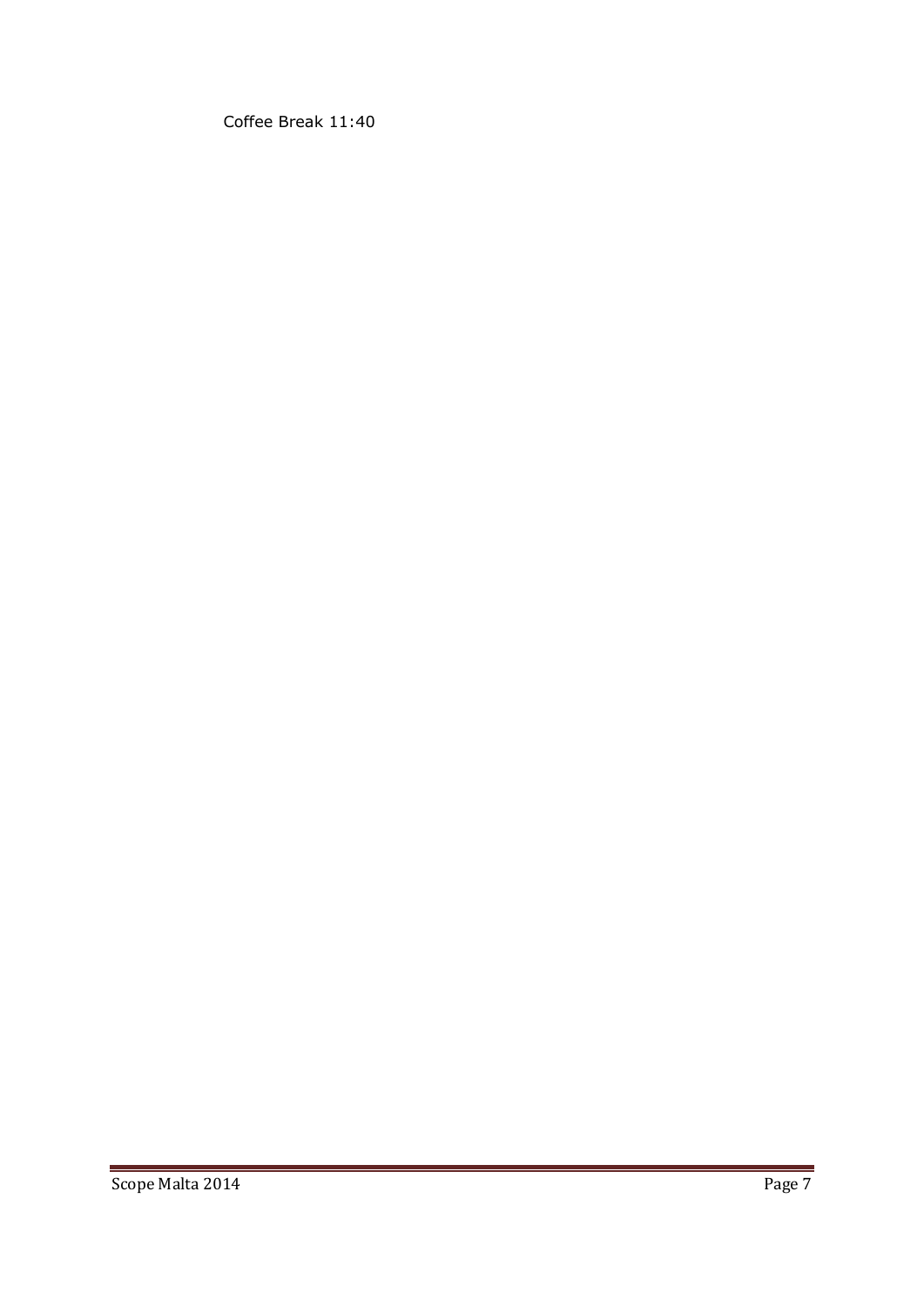Coffee Break 11:40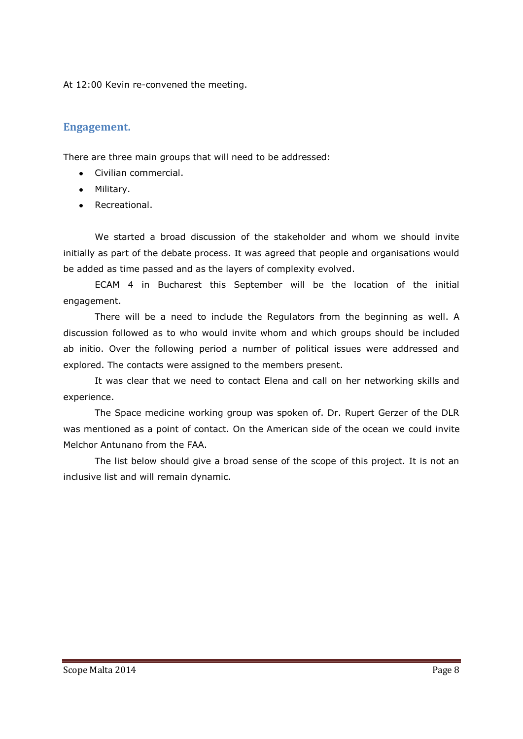At 12:00 Kevin re-convened the meeting.

## Engagement.

There are three main groups that will need to be addressed:

- Civilian commercial.
- Military.
- Recreational.

We started a broad discussion of the stakeholder and whom we should invite initially as part of the debate process. It was agreed that people and organisations would be added as time passed and as the layers of complexity evolved.

ECAM 4 in Bucharest this September will be the location of the initial engagement.

There will be a need to include the Regulators from the beginning as well. A discussion followed as to who would invite whom and which groups should be included ab initio. Over the following period a number of political issues were addressed and explored. The contacts were assigned to the members present.

It was clear that we need to contact Elena and call on her networking skills and experience.

The Space medicine working group was spoken of. Dr. Rupert Gerzer of the DLR was mentioned as a point of contact. On the American side of the ocean we could invite Melchor Antunano from the FAA.

The list below should give a broad sense of the scope of this project. It is not an inclusive list and will remain dynamic.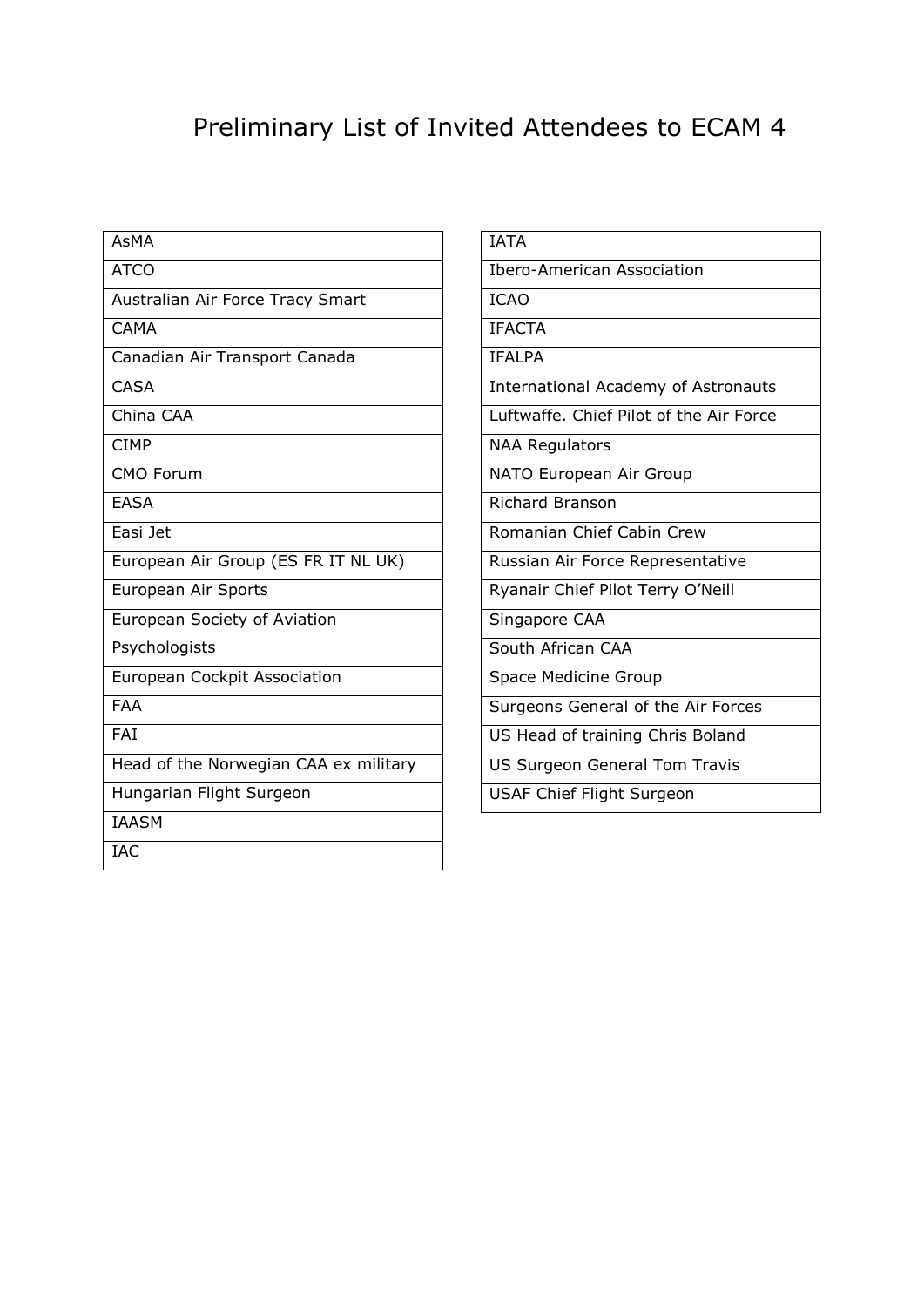# Preliminary List of Invited Attendees to ECAM 4

| |
|---|
| AsMA |
| ATCO |
| Australian Air Force Tracy Smart |
| CAMA |
| Canadian Air Transport Canada |
| CASA |
| China CAA |
| CIMP |
| CMO Forum |
| EASA |
| Easi Jet |
| European Air Group (ES FR IT NL UK) |
| European Air Sports |
| European Society of Aviation Psychologists |
| European Cockpit Association |
| FAA |
| FAI |
| Head of the Norwegian CAA ex military |
| Hungarian Flight Surgeon |
| IAASM |
| IAC |

| |
|---|
| IATA |
| Ibero-American Association |
| ICAO |
| IFACTA |
| IFALPA |
| International Academy of Astronauts |
| Luftwaffe. Chief Pilot of the Air Force |
| NAA Regulators |
| NATO European Air Group |
| Richard Branson |
| Romanian Chief Cabin Crew |
| Russian Air Force Representative |
| Ryanair Chief Pilot Terry O'Neill |
| Singapore CAA |
| South African CAA |
| Space Medicine Group |
| Surgeons General of the Air Forces |
| US Head of training Chris Boland |
| US Surgeon General Tom Travis |
| USAF Chief Flight Surgeon |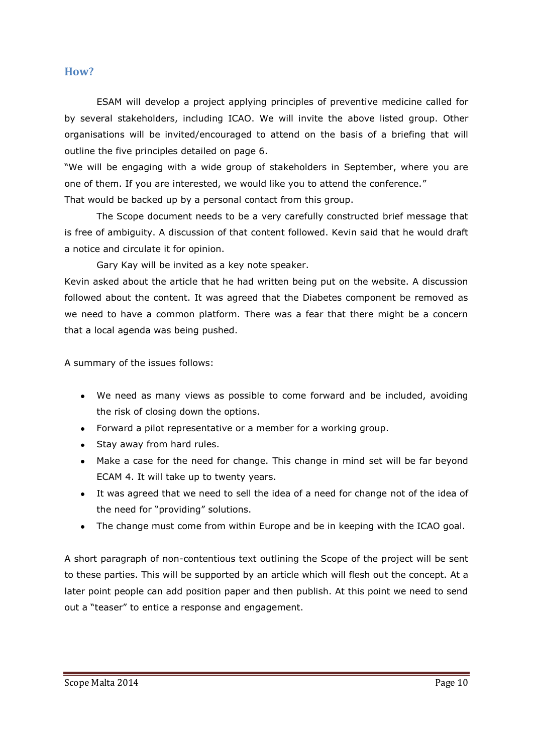## How?

ESAM will develop a project applying principles of preventive medicine called for by several stakeholders, including ICAO. We will invite the above listed group. Other organisations will be invited/encouraged to attend on the basis of a briefing that will outline the five principles detailed on page 6.

"We will be engaging with a wide group of stakeholders in September, where you are one of them. If you are interested, we would like you to attend the conference."

That would be backed up by a personal contact from this group.

The Scope document needs to be a very carefully constructed brief message that is free of ambiguity. A discussion of that content followed. Kevin said that he would draft a notice and circulate it for opinion.

Gary Kay will be invited as a key note speaker.

Kevin asked about the article that he had written being put on the website. A discussion followed about the content. It was agreed that the Diabetes component be removed as we need to have a common platform. There was a fear that there might be a concern that a local agenda was being pushed.

A summary of the issues follows:

- We need as many views as possible to come forward and be included, avoiding the risk of closing down the options.
- Forward a pilot representative or a member for a working group.
- Stay away from hard rules.
- Make a case for the need for change. This change in mind set will be far beyond ECAM 4. It will take up to twenty years.
- It was agreed that we need to sell the idea of a need for change not of the idea of the need for "providing" solutions.
- The change must come from within Europe and be in keeping with the ICAO goal.

A short paragraph of non-contentious text outlining the Scope of the project will be sent to these parties. This will be supported by an article which will flesh out the concept. At a later point people can add position paper and then publish. At this point we need to send out a "teaser" to entice a response and engagement.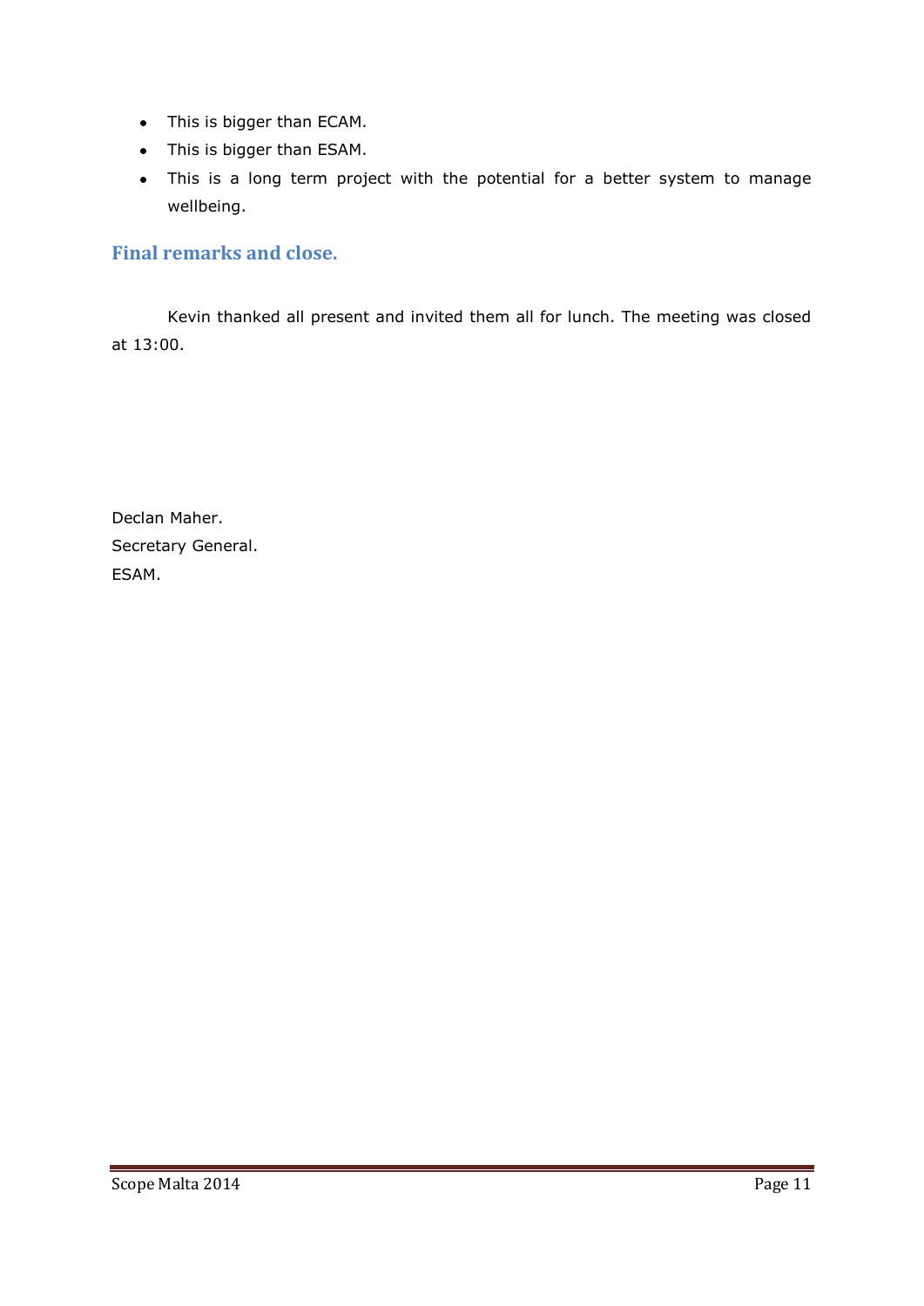- This is bigger than ECAM.
- This is bigger than ESAM.
- This is a long term project with the potential for a better system to manage wellbeing.

## Final remarks and close.

Kevin thanked all present and invited them all for lunch. The meeting was closed at 13:00.

Declan Maher.
Secretary General.
ESAM.